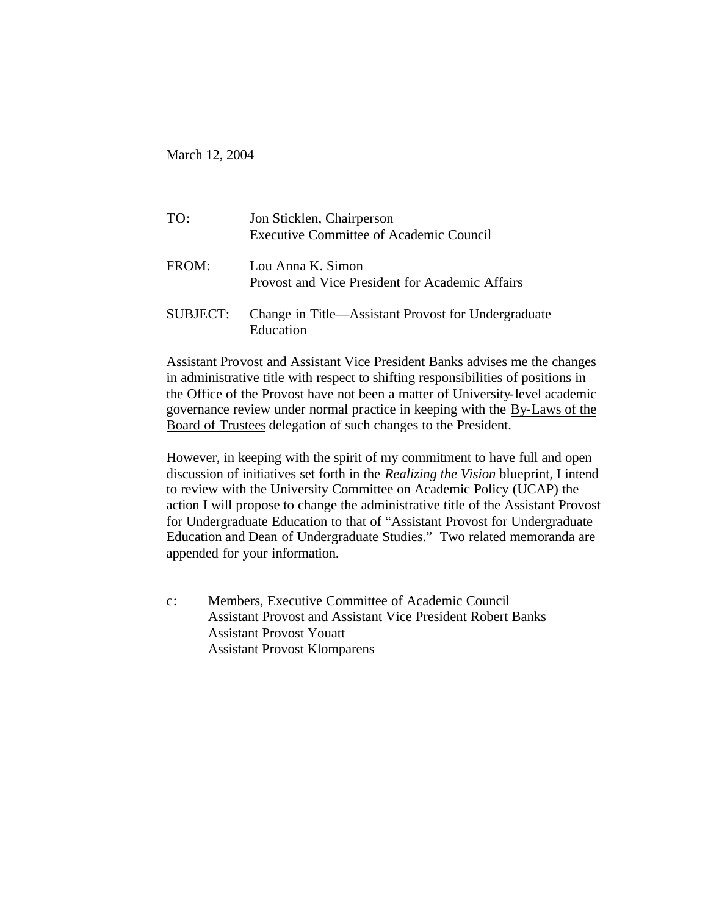March 12, 2004

TO: Jon Sticklen, Chairperson
Executive Committee of Academic Council

FROM: Lou Anna K. Simon
Provost and Vice President for Academic Affairs

SUBJECT: Change in Title—Assistant Provost for Undergraduate Education

Assistant Provost and Assistant Vice President Banks advises me the changes in administrative title with respect to shifting responsibilities of positions in the Office of the Provost have not been a matter of University-level academic governance review under normal practice in keeping with the By-Laws of the Board of Trustees delegation of such changes to the President.

However, in keeping with the spirit of my commitment to have full and open discussion of initiatives set forth in the *Realizing the Vision* blueprint, I intend to review with the University Committee on Academic Policy (UCAP) the action I will propose to change the administrative title of the Assistant Provost for Undergraduate Education to that of "Assistant Provost for Undergraduate Education and Dean of Undergraduate Studies." Two related memoranda are appended for your information.

c: Members, Executive Committee of Academic Council
Assistant Provost and Assistant Vice President Robert Banks
Assistant Provost Youatt
Assistant Provost Klomparens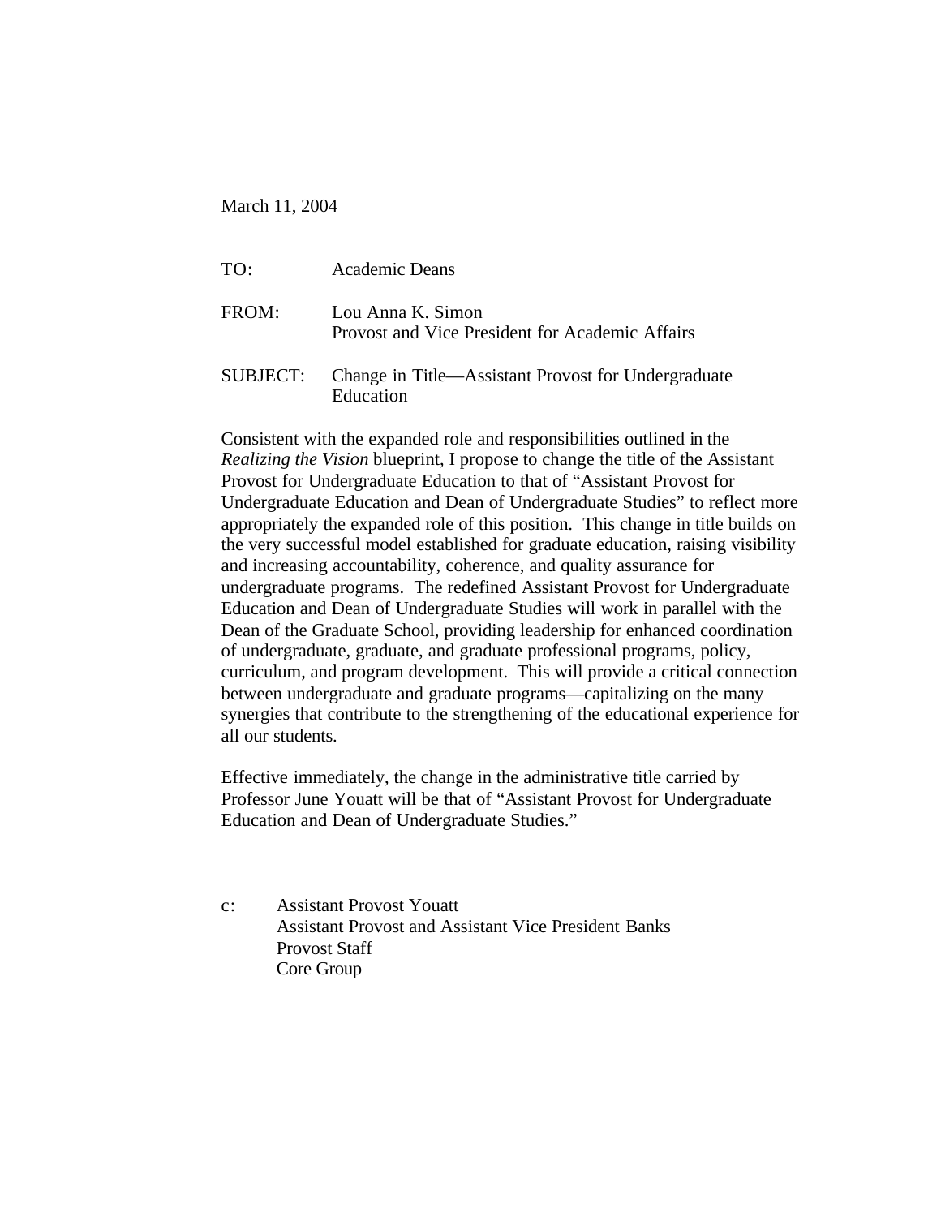March 11, 2004

TO: Academic Deans

FROM: Lou Anna K. Simon
Provost and Vice President for Academic Affairs

SUBJECT: Change in Title—Assistant Provost for Undergraduate Education

Consistent with the expanded role and responsibilities outlined in the *Realizing the Vision* blueprint, I propose to change the title of the Assistant Provost for Undergraduate Education to that of "Assistant Provost for Undergraduate Education and Dean of Undergraduate Studies" to reflect more appropriately the expanded role of this position. This change in title builds on the very successful model established for graduate education, raising visibility and increasing accountability, coherence, and quality assurance for undergraduate programs. The redefined Assistant Provost for Undergraduate Education and Dean of Undergraduate Studies will work in parallel with the Dean of the Graduate School, providing leadership for enhanced coordination of undergraduate, graduate, and graduate professional programs, policy, curriculum, and program development. This will provide a critical connection between undergraduate and graduate programs—capitalizing on the many synergies that contribute to the strengthening of the educational experience for all our students.

Effective immediately, the change in the administrative title carried by Professor June Youatt will be that of "Assistant Provost for Undergraduate Education and Dean of Undergraduate Studies."

c: Assistant Provost Youatt
Assistant Provost and Assistant Vice President Banks
Provost Staff
Core Group